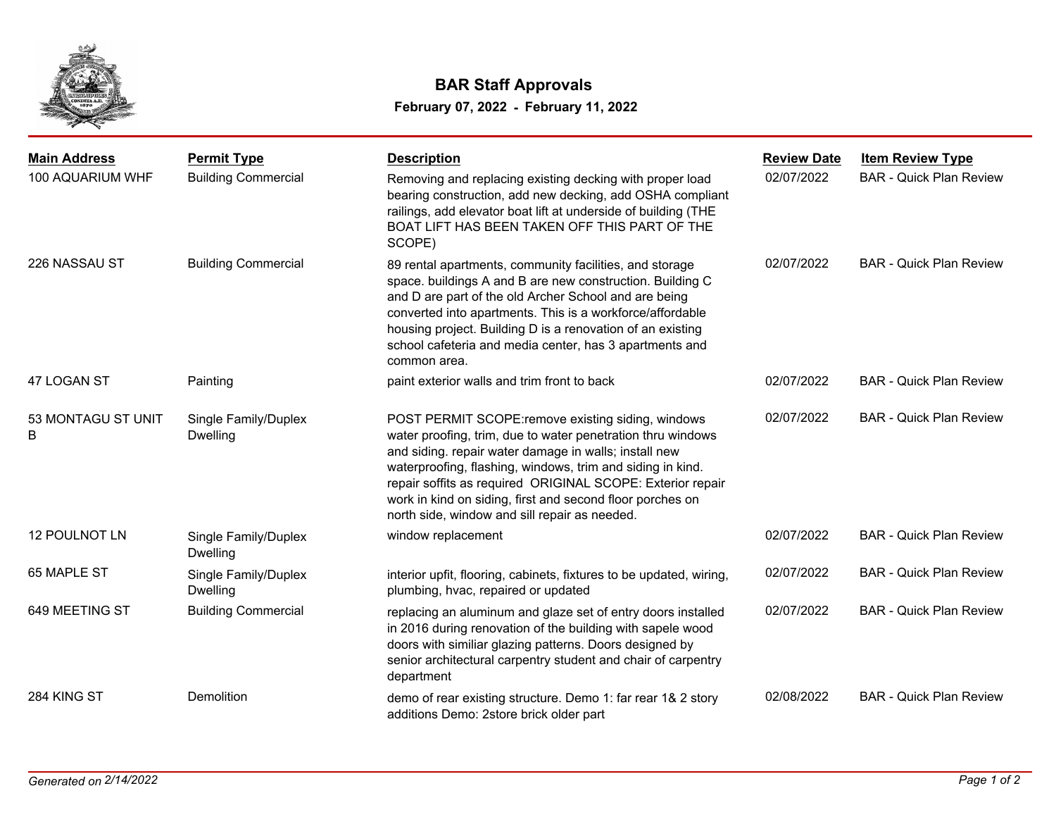# BAR Staff Approvals

**February 07, 2022 - February 11, 2022**

| Main Address | Permit Type | Description | Review Date | Item Review Type |
|---|---|---|---|---|
| 100 AQUARIUM WHF | Building Commercial | Removing and replacing existing decking with proper load bearing construction, add new decking, add OSHA compliant railings, add elevator boat lift at underside of building (THE BOAT LIFT HAS BEEN TAKEN OFF THIS PART OF THE SCOPE) | 02/07/2022 | BAR - Quick Plan Review |
| 226 NASSAU ST | Building Commercial | 89 rental apartments, community facilities, and storage space. buildings A and B are new construction. Building C and D are part of the old Archer School and are being converted into apartments. This is a workforce/affordable housing project. Building D is a renovation of an existing school cafeteria and media center, has 3 apartments and common area. | 02/07/2022 | BAR - Quick Plan Review |
| 47 LOGAN ST | Painting | paint exterior walls and trim front to back | 02/07/2022 | BAR - Quick Plan Review |
| 53 MONTAGU ST UNIT B | Single Family/Duplex Dwelling | POST PERMIT SCOPE:remove existing siding, windows water proofing, trim, due to water penetration thru windows and siding. repair water damage in walls; install new waterproofing, flashing, windows, trim and siding in kind. repair soffits as required ORIGINAL SCOPE: Exterior repair work in kind on siding, first and second floor porches on north side, window and sill repair as needed. | 02/07/2022 | BAR - Quick Plan Review |
| 12 POULNOT LN | Single Family/Duplex Dwelling | window replacement | 02/07/2022 | BAR - Quick Plan Review |
| 65 MAPLE ST | Single Family/Duplex Dwelling | interior upfit, flooring, cabinets, fixtures to be updated, wiring, plumbing, hvac, repaired or updated | 02/07/2022 | BAR - Quick Plan Review |
| 649 MEETING ST | Building Commercial | replacing an aluminum and glaze set of entry doors installed in 2016 during renovation of the building with sapele wood doors with similiar glazing patterns. Doors designed by senior architectural carpentry student and chair of carpentry department | 02/07/2022 | BAR - Quick Plan Review |
| 284 KING ST | Demolition | demo of rear existing structure. Demo 1: far rear 1& 2 story additions Demo: 2store brick older part | 02/08/2022 | BAR - Quick Plan Review |

*Generated on 2/14/2022*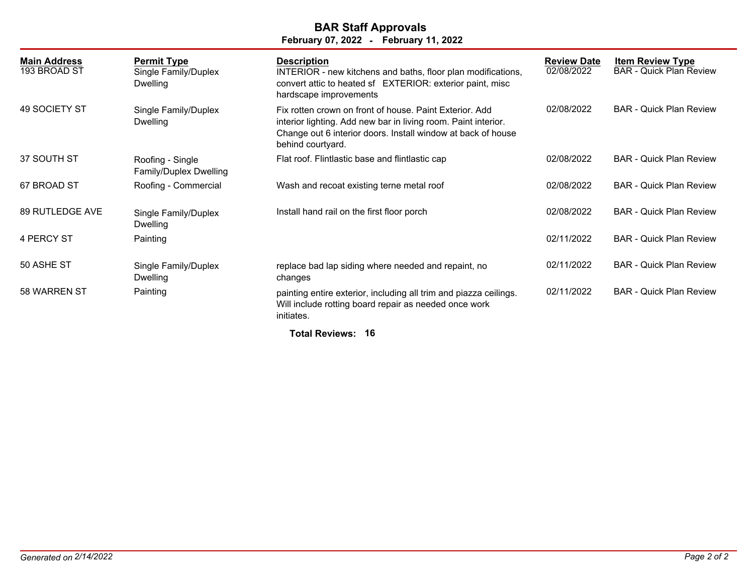## BAR Staff Approvals

**February 07, 2022 - February 11, 2022**

| Main Address | Permit Type | Description | Review Date | Item Review Type |
|---|---|---|---|---|
| 193 BROAD ST | Single Family/Duplex Dwelling | INTERIOR - new kitchens and baths, floor plan modifications, convert attic to heated sf EXTERIOR: exterior paint, misc hardscape improvements | 02/08/2022 | BAR - Quick Plan Review |
| 49 SOCIETY ST | Single Family/Duplex Dwelling | Fix rotten crown on front of house. Paint Exterior. Add interior lighting. Add new bar in living room. Paint interior. Change out 6 interior doors. Install window at back of house behind courtyard. | 02/08/2022 | BAR - Quick Plan Review |
| 37 SOUTH ST | Roofing - Single Family/Duplex Dwelling | Flat roof. Flintlastic base and flintlastic cap | 02/08/2022 | BAR - Quick Plan Review |
| 67 BROAD ST | Roofing - Commercial | Wash and recoat existing terne metal roof | 02/08/2022 | BAR - Quick Plan Review |
| 89 RUTLEDGE AVE | Single Family/Duplex Dwelling | Install hand rail on the first floor porch | 02/08/2022 | BAR - Quick Plan Review |
| 4 PERCY ST | Painting | | 02/11/2022 | BAR - Quick Plan Review |
| 50 ASHE ST | Single Family/Duplex Dwelling | replace bad lap siding where needed and repaint, no changes | 02/11/2022 | BAR - Quick Plan Review |
| 58 WARREN ST | Painting | painting entire exterior, including all trim and piazza ceilings. Will include rotting board repair as needed once work initiates. | 02/11/2022 | BAR - Quick Plan Review |

**Total Reviews: 16**

*Generated on 2/14/2022*